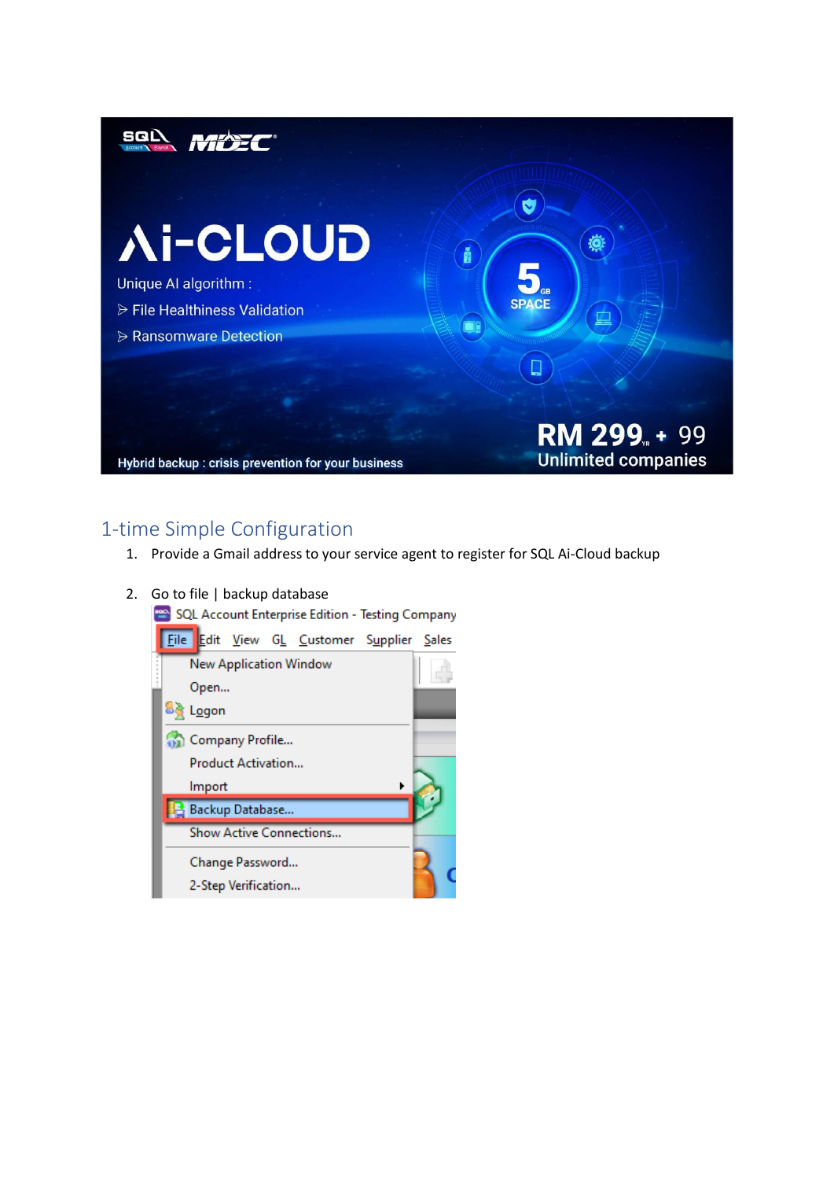## 1-time Simple Configuration

1. Provide a Gmail address to your service agent to register for SQL Ai-Cloud backup

2. Go to file | backup database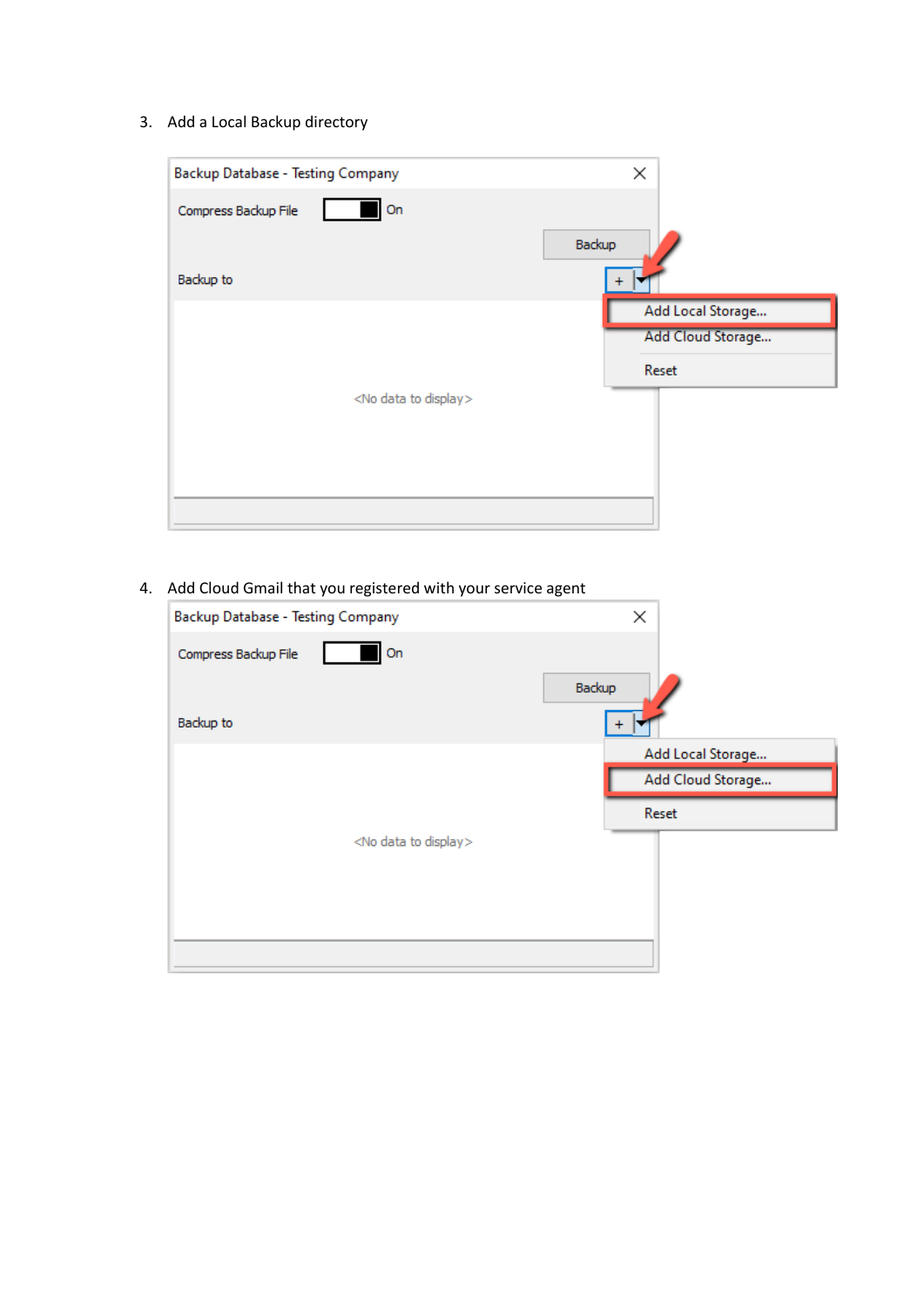3. Add a Local Backup directory

4. Add Cloud Gmail that you registered with your service agent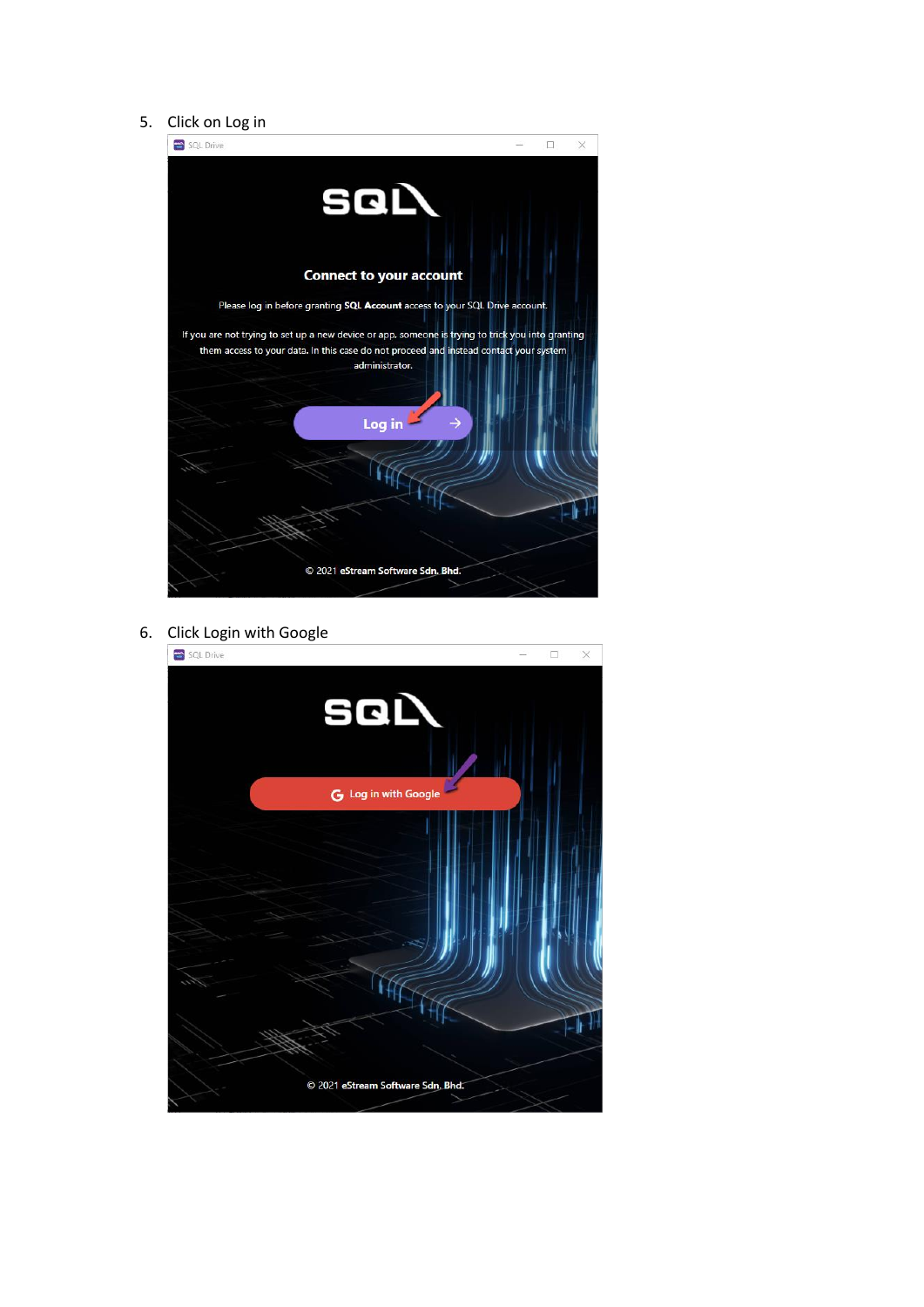5. Click on Log in

6. Click Login with Google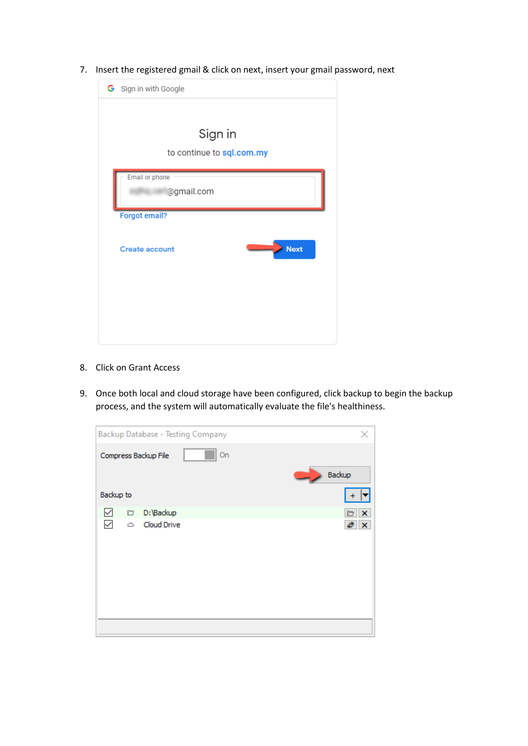7. Insert the registered gmail & click on next, insert your gmail password, next

8. Click on Grant Access

9. Once both local and cloud storage have been configured, click backup to begin the backup process, and the system will automatically evaluate the file's healthiness.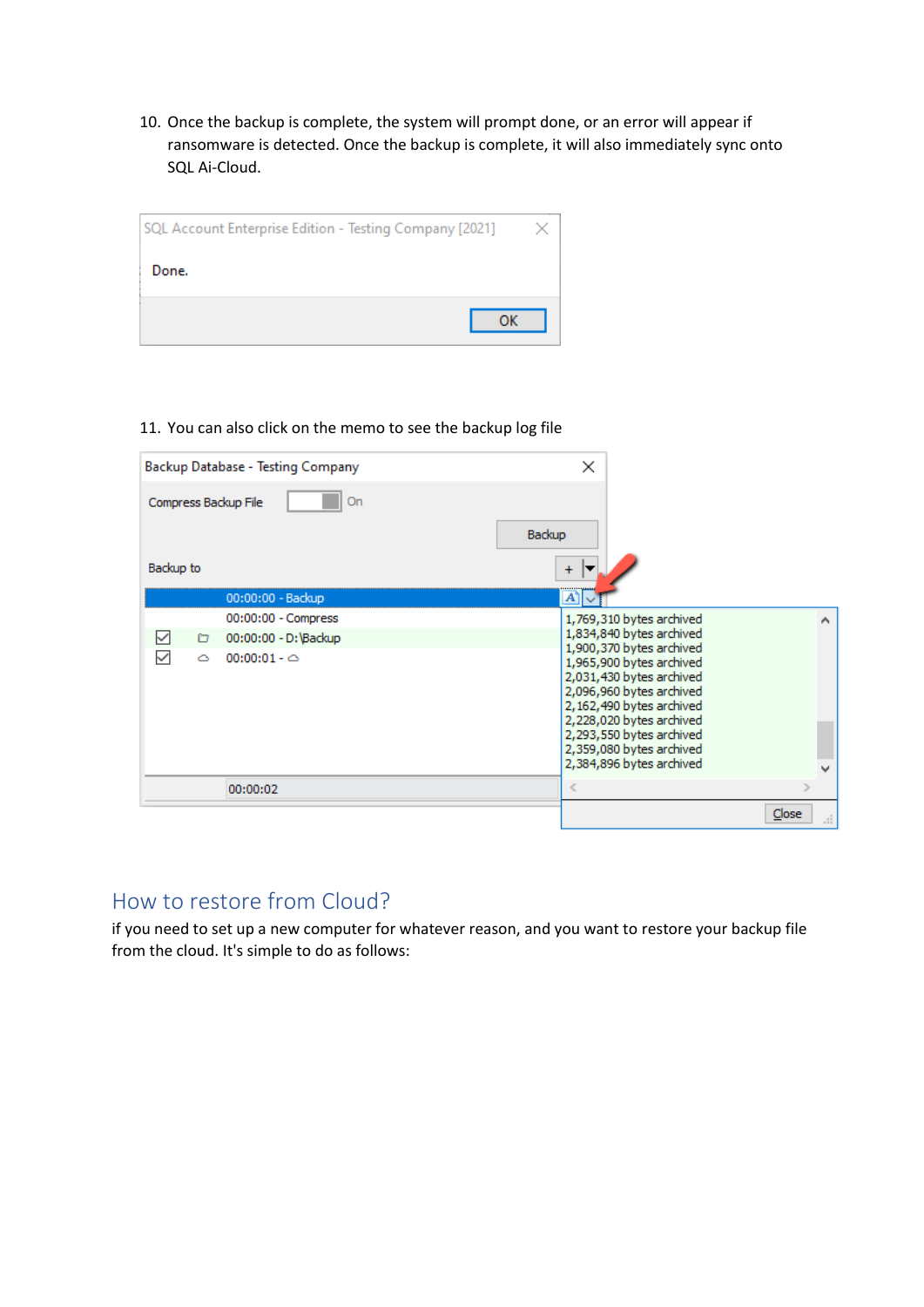10. Once the backup is complete, the system will prompt done, or an error will appear if ransomware is detected. Once the backup is complete, it will also immediately sync onto SQL Ai-Cloud.

11. You can also click on the memo to see the backup log file

## How to restore from Cloud?

if you need to set up a new computer for whatever reason, and you want to restore your backup file from the cloud. It's simple to do as follows: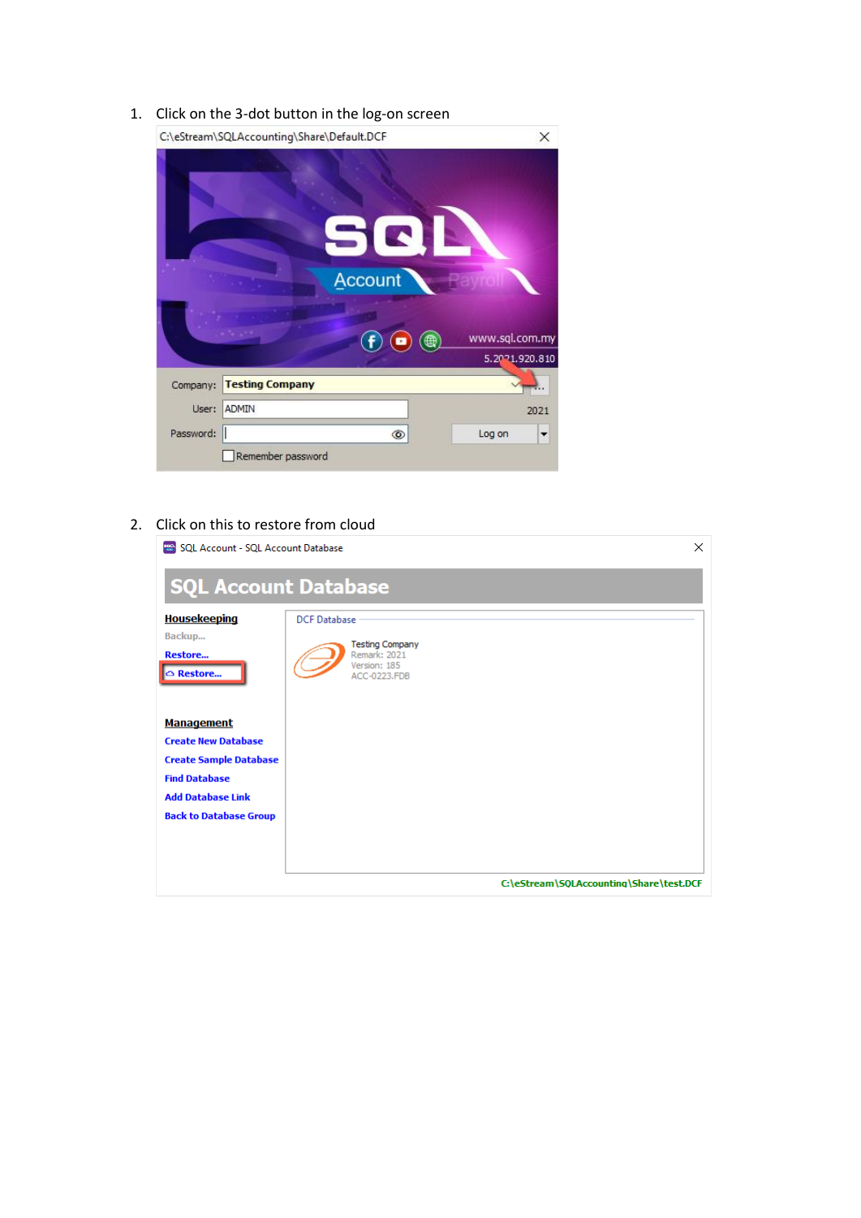1. Click on the 3-dot button in the log-on screen

2. Click on this to restore from cloud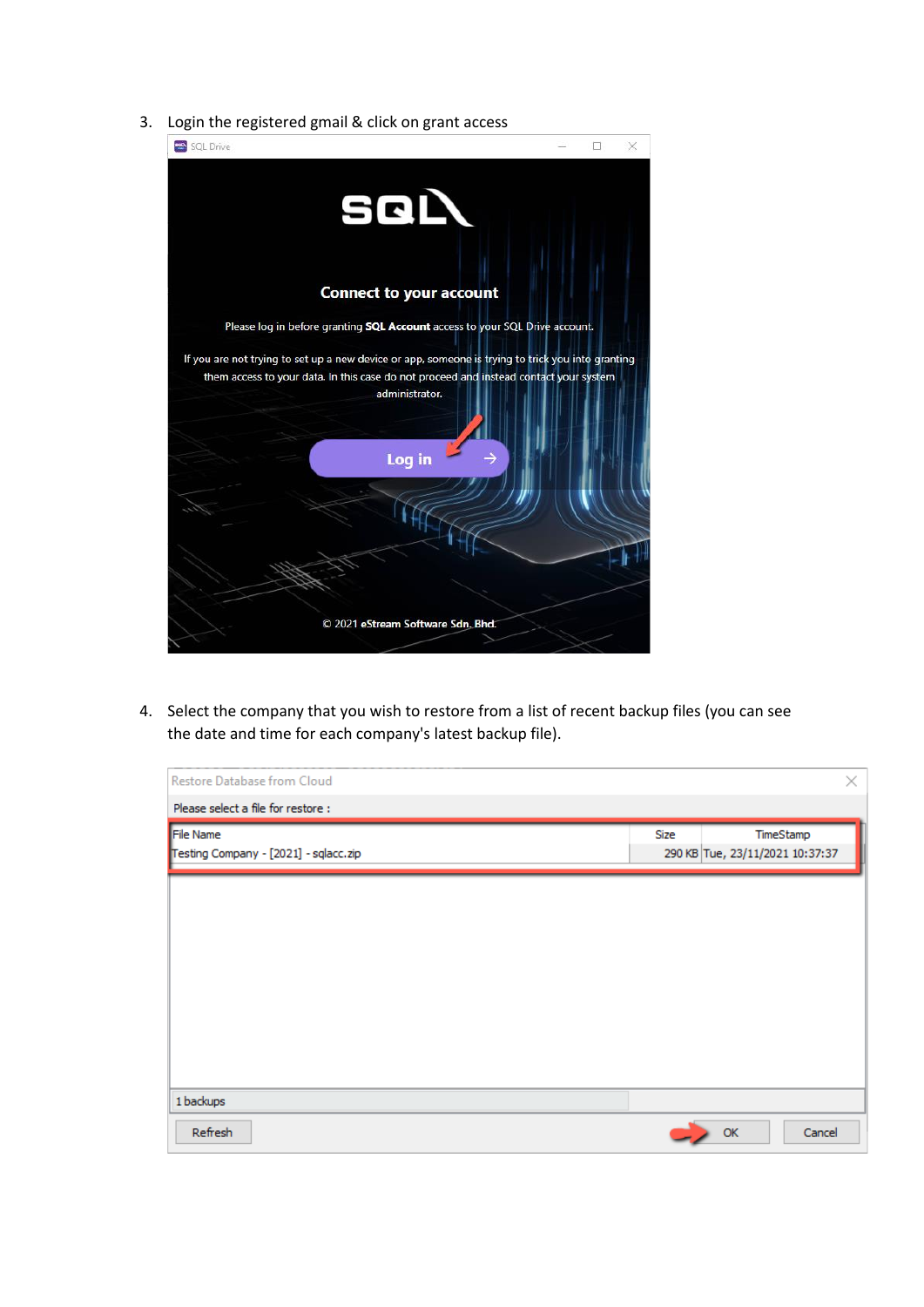3. Login the registered gmail & click on grant access

4. Select the company that you wish to restore from a list of recent backup files (you can see the date and time for each company's latest backup file).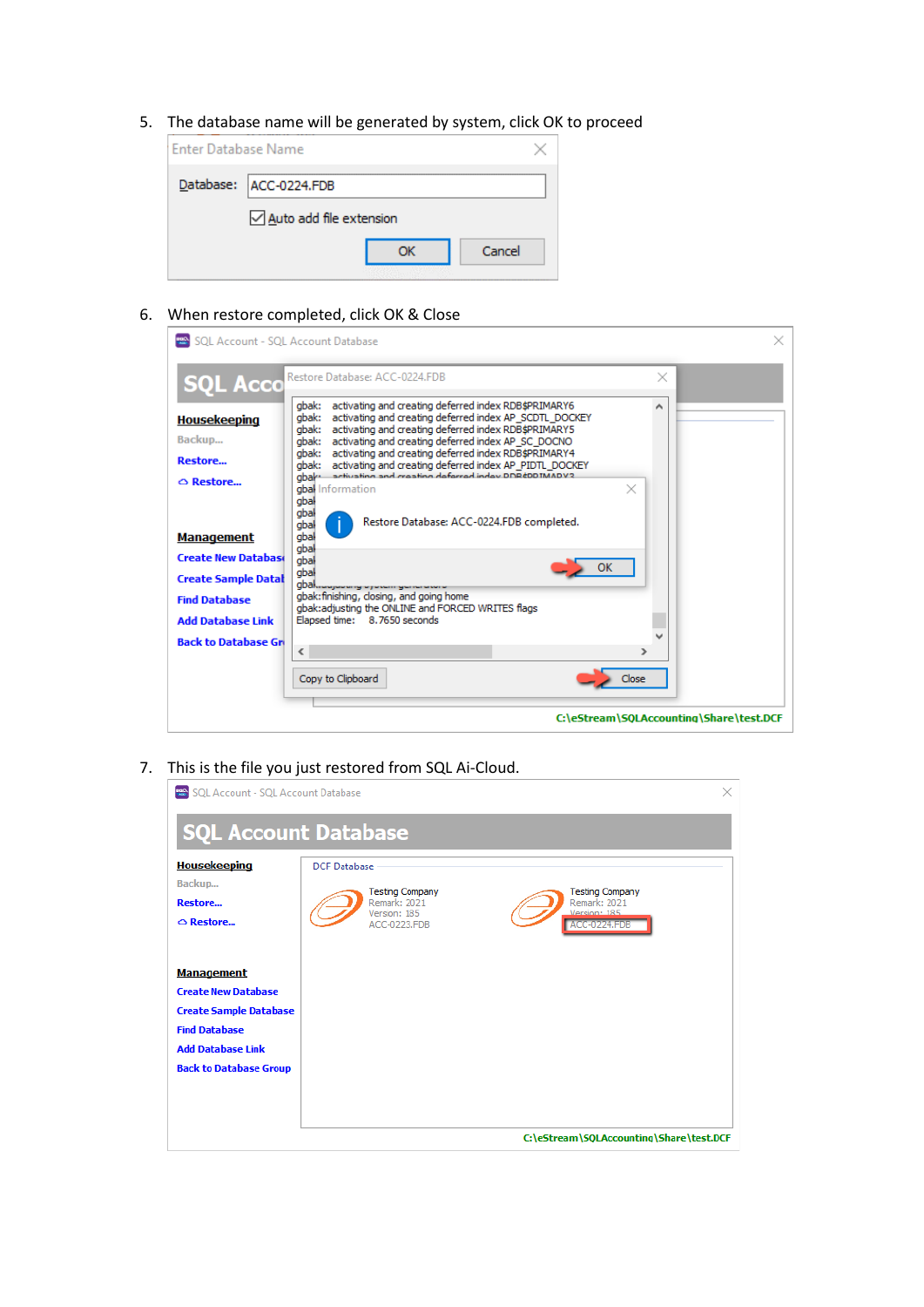5. The database name will be generated by system, click OK to proceed

6. When restore completed, click OK & Close

7. This is the file you just restored from SQL Ai-Cloud.